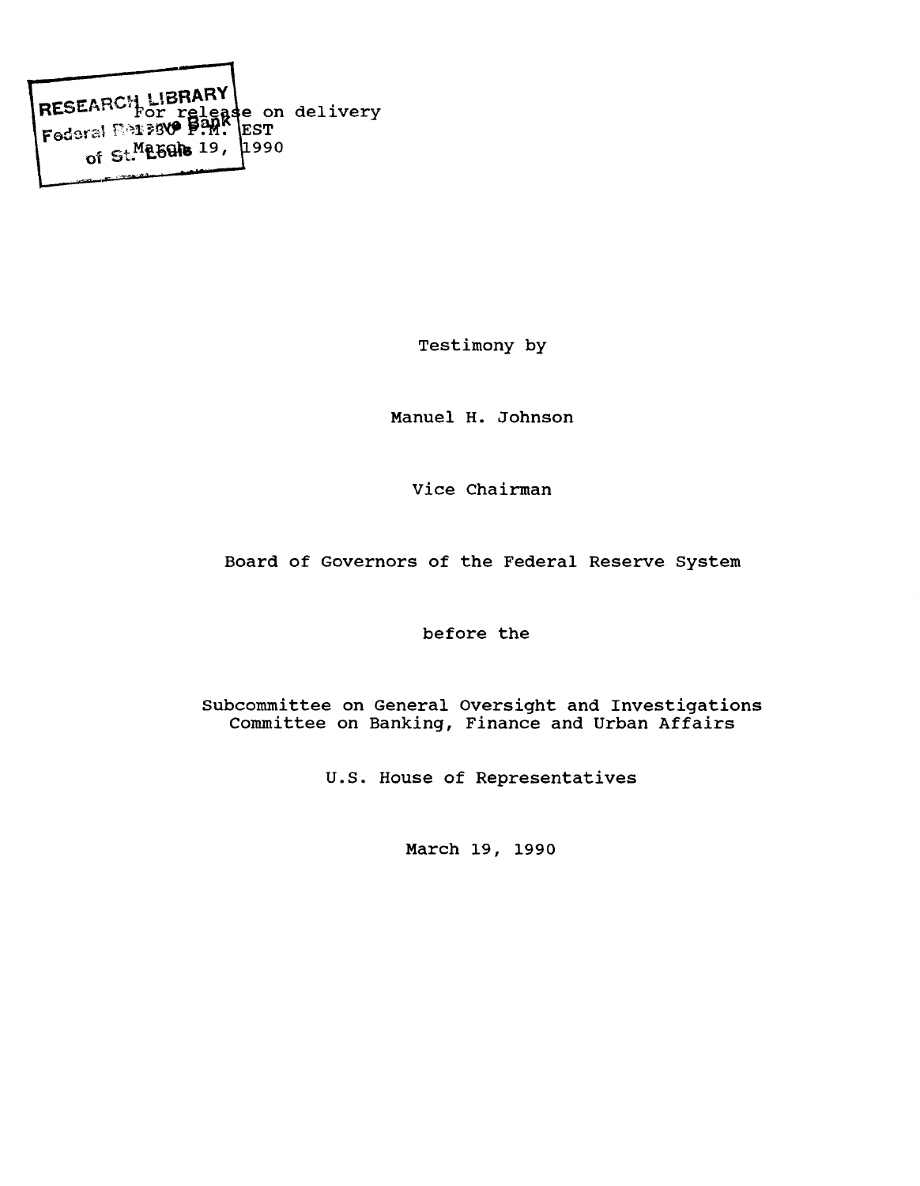For release on delivery
1:30 P.M. EST
March 19, 1990

Testimony by

Manuel H. Johnson

Vice Chairman

Board of Governors of the Federal Reserve System

before the

Subcommittee on General Oversight and Investigations
Committee on Banking, Finance and Urban Affairs

U.S. House of Representatives

March 19, 1990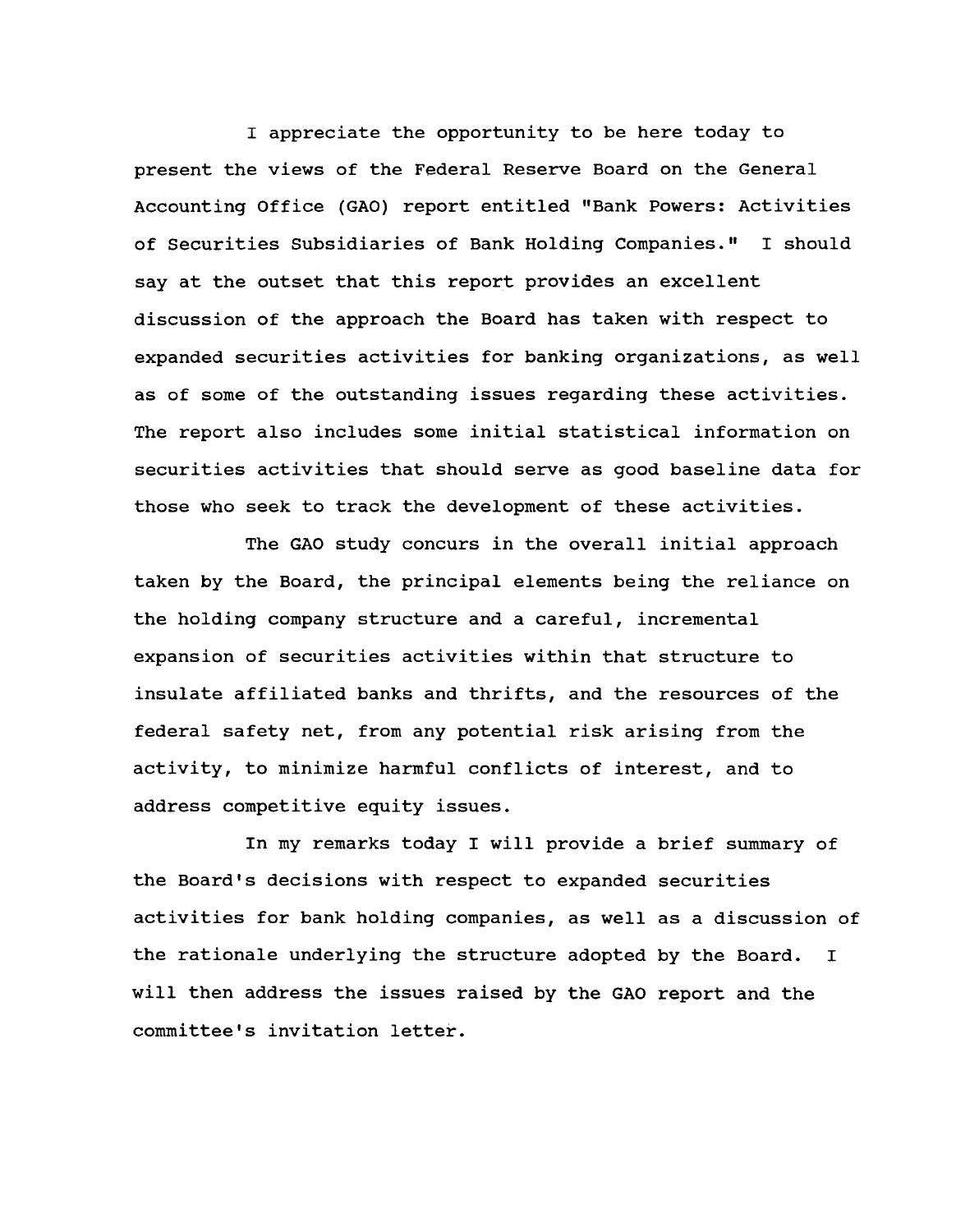I appreciate the opportunity to be here today to present the views of the Federal Reserve Board on the General Accounting Office (GAO) report entitled "Bank Powers: Activities of Securities Subsidiaries of Bank Holding Companies." I should say at the outset that this report provides an excellent discussion of the approach the Board has taken with respect to expanded securities activities for banking organizations, as well as of some of the outstanding issues regarding these activities. The report also includes some initial statistical information on securities activities that should serve as good baseline data for those who seek to track the development of these activities.

The GAO study concurs in the overall initial approach taken by the Board, the principal elements being the reliance on the holding company structure and a careful, incremental expansion of securities activities within that structure to insulate affiliated banks and thrifts, and the resources of the federal safety net, from any potential risk arising from the activity, to minimize harmful conflicts of interest, and to address competitive equity issues.

In my remarks today I will provide a brief summary of the Board's decisions with respect to expanded securities activities for bank holding companies, as well as a discussion of the rationale underlying the structure adopted by the Board. I will then address the issues raised by the GAO report and the committee's invitation letter.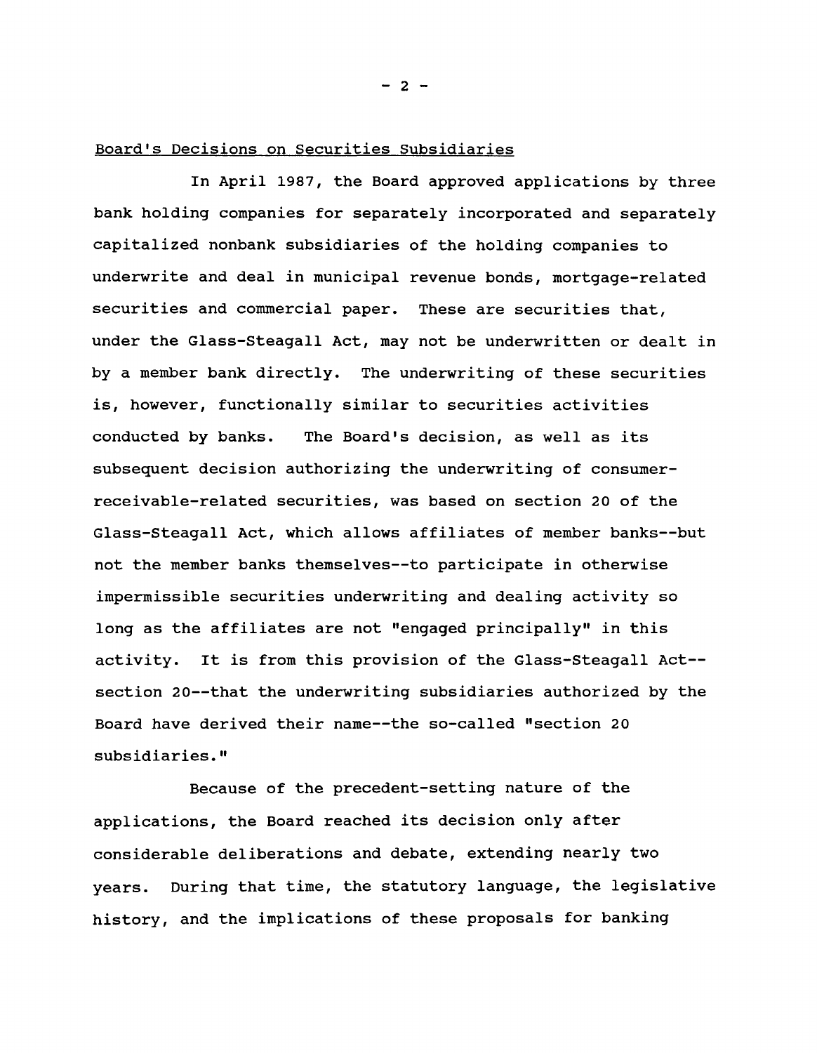Board's Decisions on Securities Subsidiaries

In April 1987, the Board approved applications by three bank holding companies for separately incorporated and separately capitalized nonbank subsidiaries of the holding companies to underwrite and deal in municipal revenue bonds, mortgage-related securities and commercial paper. These are securities that, under the Glass-Steagall Act, may not be underwritten or dealt in by a member bank directly. The underwriting of these securities is, however, functionally similar to securities activities conducted by banks. The Board's decision, as well as its subsequent decision authorizing the underwriting of consumer-receivable-related securities, was based on section 20 of the Glass-Steagall Act, which allows affiliates of member banks--but not the member banks themselves--to participate in otherwise impermissible securities underwriting and dealing activity so long as the affiliates are not "engaged principally" in this activity. It is from this provision of the Glass-Steagall Act--section 20--that the underwriting subsidiaries authorized by the Board have derived their name--the so-called "section 20 subsidiaries."

Because of the precedent-setting nature of the applications, the Board reached its decision only after considerable deliberations and debate, extending nearly two years. During that time, the statutory language, the legislative history, and the implications of these proposals for banking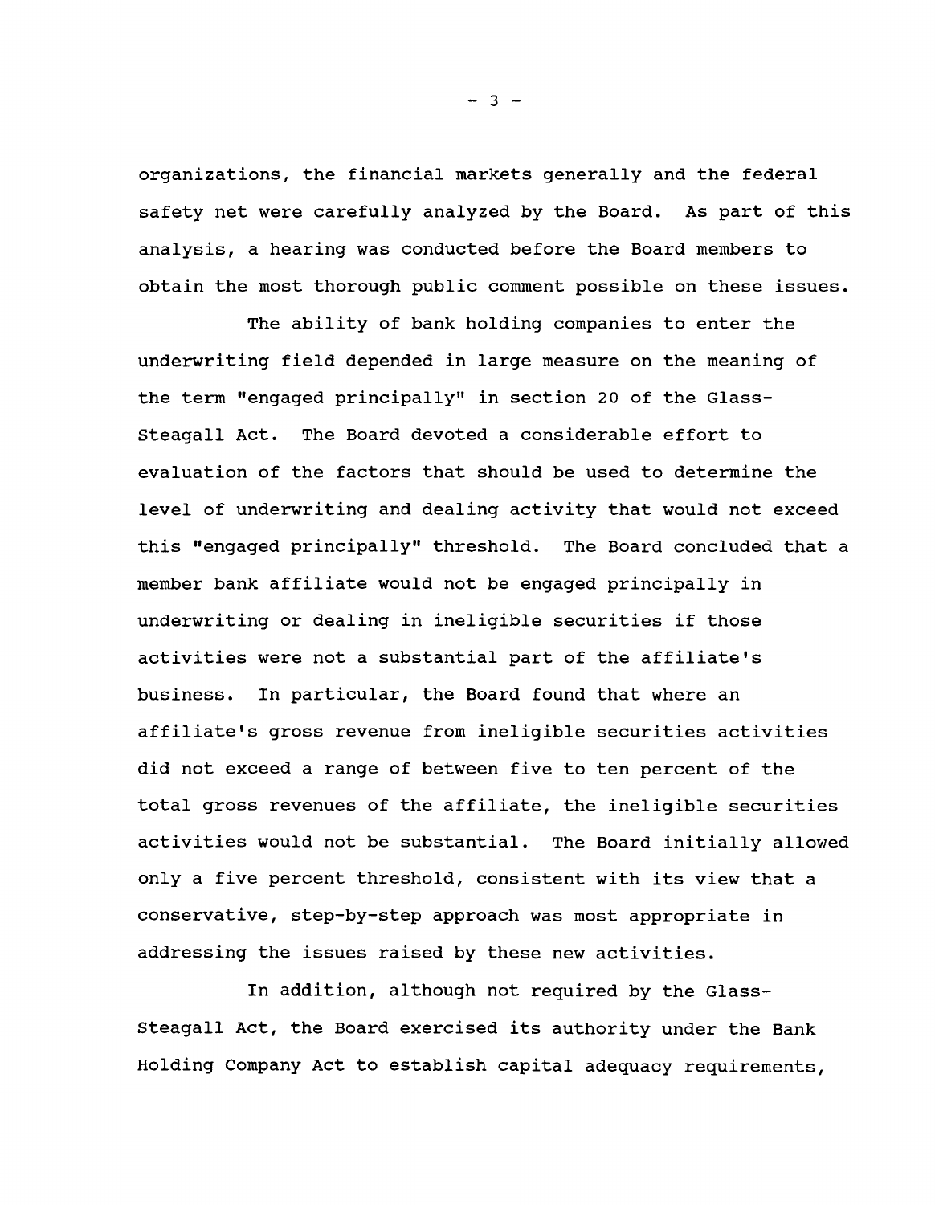organizations, the financial markets generally and the federal safety net were carefully analyzed by the Board. As part of this analysis, a hearing was conducted before the Board members to obtain the most thorough public comment possible on these issues.

The ability of bank holding companies to enter the underwriting field depended in large measure on the meaning of the term "engaged principally" in section 20 of the Glass-Steagall Act. The Board devoted a considerable effort to evaluation of the factors that should be used to determine the level of underwriting and dealing activity that would not exceed this "engaged principally" threshold. The Board concluded that a member bank affiliate would not be engaged principally in underwriting or dealing in ineligible securities if those activities were not a substantial part of the affiliate's business. In particular, the Board found that where an affiliate's gross revenue from ineligible securities activities did not exceed a range of between five to ten percent of the total gross revenues of the affiliate, the ineligible securities activities would not be substantial. The Board initially allowed only a five percent threshold, consistent with its view that a conservative, step-by-step approach was most appropriate in addressing the issues raised by these new activities.

In addition, although not required by the Glass-Steagall Act, the Board exercised its authority under the Bank Holding Company Act to establish capital adequacy requirements,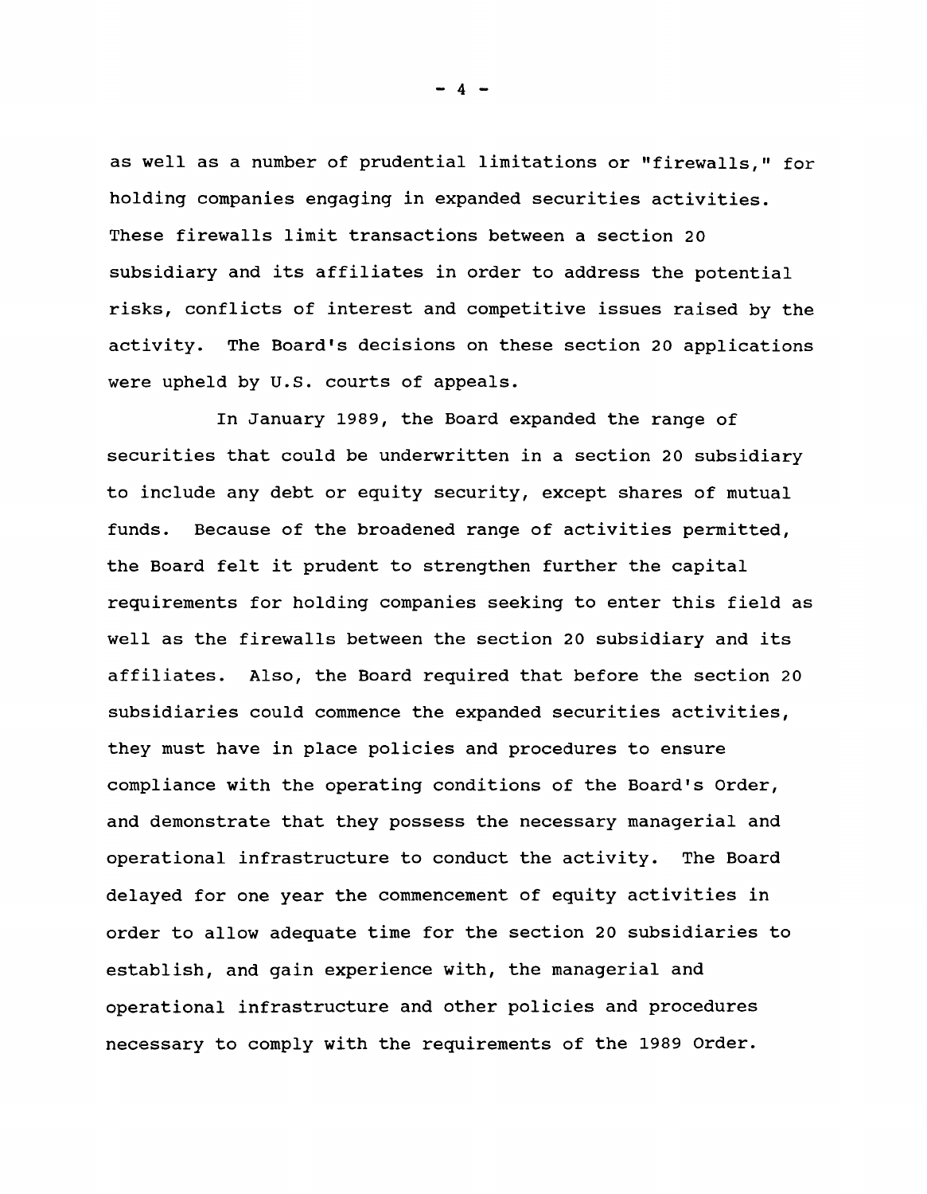as well as a number of prudential limitations or "firewalls," for holding companies engaging in expanded securities activities. These firewalls limit transactions between a section 20 subsidiary and its affiliates in order to address the potential risks, conflicts of interest and competitive issues raised by the activity. The Board's decisions on these section 20 applications were upheld by U.S. courts of appeals.

In January 1989, the Board expanded the range of securities that could be underwritten in a section 20 subsidiary to include any debt or equity security, except shares of mutual funds. Because of the broadened range of activities permitted, the Board felt it prudent to strengthen further the capital requirements for holding companies seeking to enter this field as well as the firewalls between the section 20 subsidiary and its affiliates. Also, the Board required that before the section 20 subsidiaries could commence the expanded securities activities, they must have in place policies and procedures to ensure compliance with the operating conditions of the Board's Order, and demonstrate that they possess the necessary managerial and operational infrastructure to conduct the activity. The Board delayed for one year the commencement of equity activities in order to allow adequate time for the section 20 subsidiaries to establish, and gain experience with, the managerial and operational infrastructure and other policies and procedures necessary to comply with the requirements of the 1989 Order.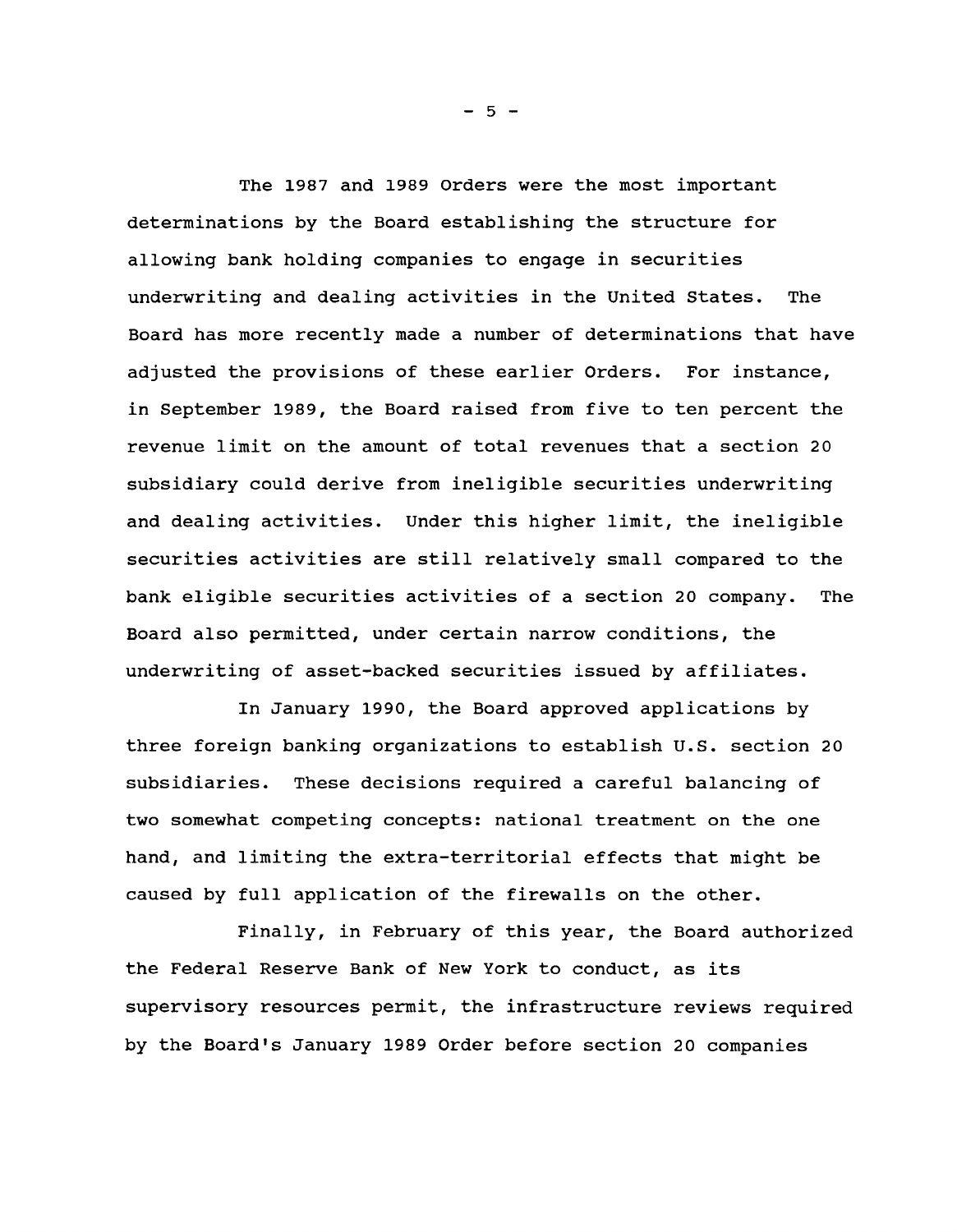The 1987 and 1989 Orders were the most important determinations by the Board establishing the structure for allowing bank holding companies to engage in securities underwriting and dealing activities in the United States. The Board has more recently made a number of determinations that have adjusted the provisions of these earlier Orders. For instance, in September 1989, the Board raised from five to ten percent the revenue limit on the amount of total revenues that a section 20 subsidiary could derive from ineligible securities underwriting and dealing activities. Under this higher limit, the ineligible securities activities are still relatively small compared to the bank eligible securities activities of a section 20 company. The Board also permitted, under certain narrow conditions, the underwriting of asset-backed securities issued by affiliates.

In January 1990, the Board approved applications by three foreign banking organizations to establish U.S. section 20 subsidiaries. These decisions required a careful balancing of two somewhat competing concepts: national treatment on the one hand, and limiting the extra-territorial effects that might be caused by full application of the firewalls on the other.

Finally, in February of this year, the Board authorized the Federal Reserve Bank of New York to conduct, as its supervisory resources permit, the infrastructure reviews required by the Board's January 1989 Order before section 20 companies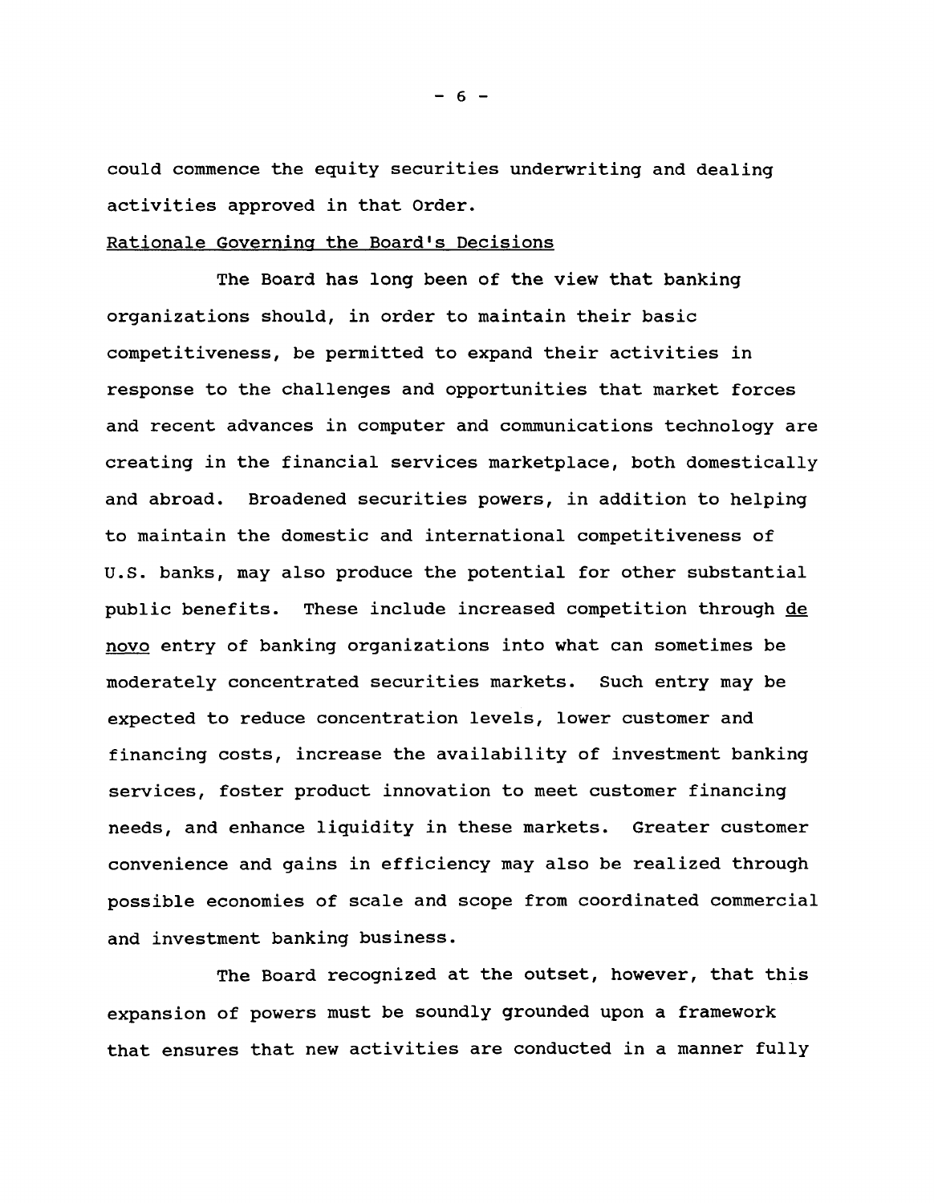could commence the equity securities underwriting and dealing activities approved in that Order.

## Rationale Governing the Board's Decisions

The Board has long been of the view that banking organizations should, in order to maintain their basic competitiveness, be permitted to expand their activities in response to the challenges and opportunities that market forces and recent advances in computer and communications technology are creating in the financial services marketplace, both domestically and abroad. Broadened securities powers, in addition to helping to maintain the domestic and international competitiveness of U.S. banks, may also produce the potential for other substantial public benefits. These include increased competition through *de novo* entry of banking organizations into what can sometimes be moderately concentrated securities markets. Such entry may be expected to reduce concentration levels, lower customer and financing costs, increase the availability of investment banking services, foster product innovation to meet customer financing needs, and enhance liquidity in these markets. Greater customer convenience and gains in efficiency may also be realized through possible economies of scale and scope from coordinated commercial and investment banking business.

The Board recognized at the outset, however, that this expansion of powers must be soundly grounded upon a framework that ensures that new activities are conducted in a manner fully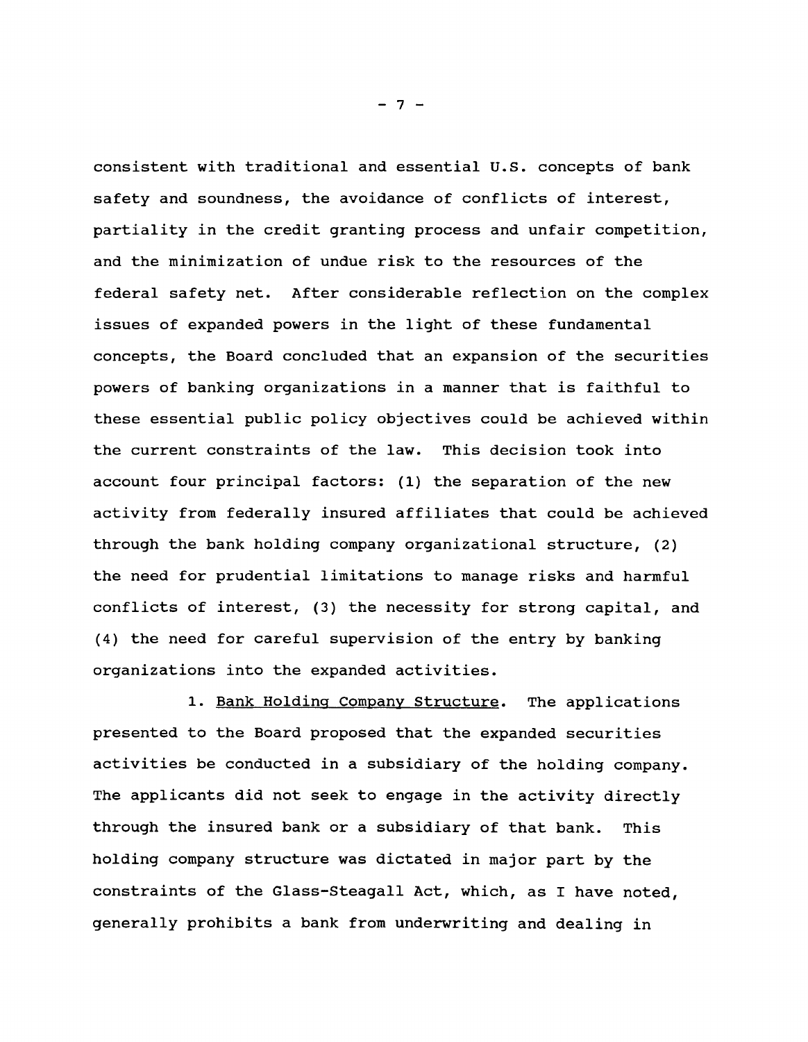consistent with traditional and essential U.S. concepts of bank safety and soundness, the avoidance of conflicts of interest, partiality in the credit granting process and unfair competition, and the minimization of undue risk to the resources of the federal safety net. After considerable reflection on the complex issues of expanded powers in the light of these fundamental concepts, the Board concluded that an expansion of the securities powers of banking organizations in a manner that is faithful to these essential public policy objectives could be achieved within the current constraints of the law. This decision took into account four principal factors: (1) the separation of the new activity from federally insured affiliates that could be achieved through the bank holding company organizational structure, (2) the need for prudential limitations to manage risks and harmful conflicts of interest, (3) the necessity for strong capital, and (4) the need for careful supervision of the entry by banking organizations into the expanded activities.

1. Bank Holding Company Structure. The applications presented to the Board proposed that the expanded securities activities be conducted in a subsidiary of the holding company. The applicants did not seek to engage in the activity directly through the insured bank or a subsidiary of that bank. This holding company structure was dictated in major part by the constraints of the Glass-Steagall Act, which, as I have noted, generally prohibits a bank from underwriting and dealing in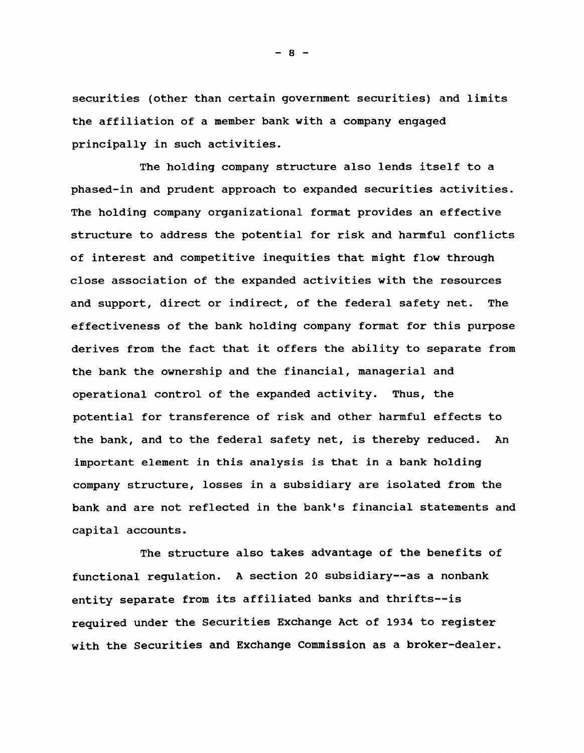securities (other than certain government securities) and limits the affiliation of a member bank with a company engaged principally in such activities.

The holding company structure also lends itself to a phased-in and prudent approach to expanded securities activities. The holding company organizational format provides an effective structure to address the potential for risk and harmful conflicts of interest and competitive inequities that might flow through close association of the expanded activities with the resources and support, direct or indirect, of the federal safety net. The effectiveness of the bank holding company format for this purpose derives from the fact that it offers the ability to separate from the bank the ownership and the financial, managerial and operational control of the expanded activity. Thus, the potential for transference of risk and other harmful effects to the bank, and to the federal safety net, is thereby reduced. An important element in this analysis is that in a bank holding company structure, losses in a subsidiary are isolated from the bank and are not reflected in the bank's financial statements and capital accounts.

The structure also takes advantage of the benefits of functional regulation. A section 20 subsidiary--as a nonbank entity separate from its affiliated banks and thrifts--is required under the Securities Exchange Act of 1934 to register with the Securities and Exchange Commission as a broker-dealer.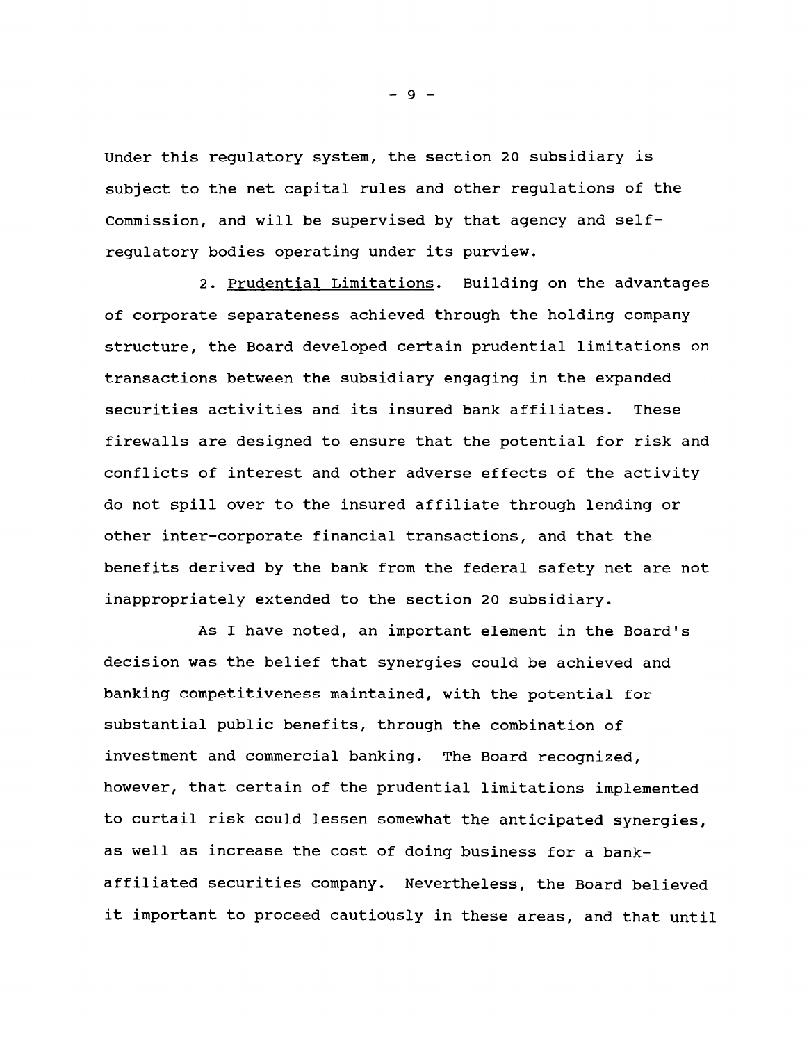Under this regulatory system, the section 20 subsidiary is subject to the net capital rules and other regulations of the Commission, and will be supervised by that agency and self-regulatory bodies operating under its purview.

2. Prudential Limitations. Building on the advantages of corporate separateness achieved through the holding company structure, the Board developed certain prudential limitations on transactions between the subsidiary engaging in the expanded securities activities and its insured bank affiliates. These firewalls are designed to ensure that the potential for risk and conflicts of interest and other adverse effects of the activity do not spill over to the insured affiliate through lending or other inter-corporate financial transactions, and that the benefits derived by the bank from the federal safety net are not inappropriately extended to the section 20 subsidiary.

As I have noted, an important element in the Board's decision was the belief that synergies could be achieved and banking competitiveness maintained, with the potential for substantial public benefits, through the combination of investment and commercial banking. The Board recognized, however, that certain of the prudential limitations implemented to curtail risk could lessen somewhat the anticipated synergies, as well as increase the cost of doing business for a bank-affiliated securities company. Nevertheless, the Board believed it important to proceed cautiously in these areas, and that until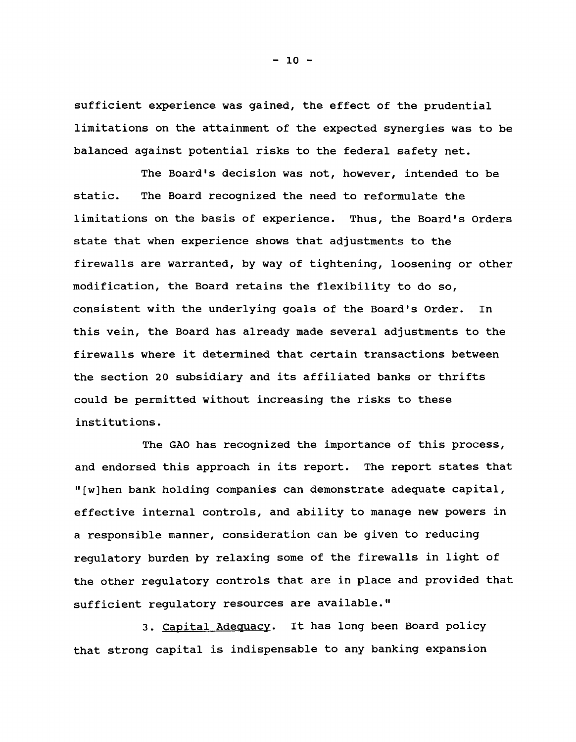sufficient experience was gained, the effect of the prudential limitations on the attainment of the expected synergies was to be balanced against potential risks to the federal safety net.

The Board's decision was not, however, intended to be static. The Board recognized the need to reformulate the limitations on the basis of experience. Thus, the Board's Orders state that when experience shows that adjustments to the firewalls are warranted, by way of tightening, loosening or other modification, the Board retains the flexibility to do so, consistent with the underlying goals of the Board's Order. In this vein, the Board has already made several adjustments to the firewalls where it determined that certain transactions between the section 20 subsidiary and its affiliated banks or thrifts could be permitted without increasing the risks to these institutions.

The GAO has recognized the importance of this process, and endorsed this approach in its report. The report states that "[w]hen bank holding companies can demonstrate adequate capital, effective internal controls, and ability to manage new powers in a responsible manner, consideration can be given to reducing regulatory burden by relaxing some of the firewalls in light of the other regulatory controls that are in place and provided that sufficient regulatory resources are available."

3. Capital Adequacy. It has long been Board policy that strong capital is indispensable to any banking expansion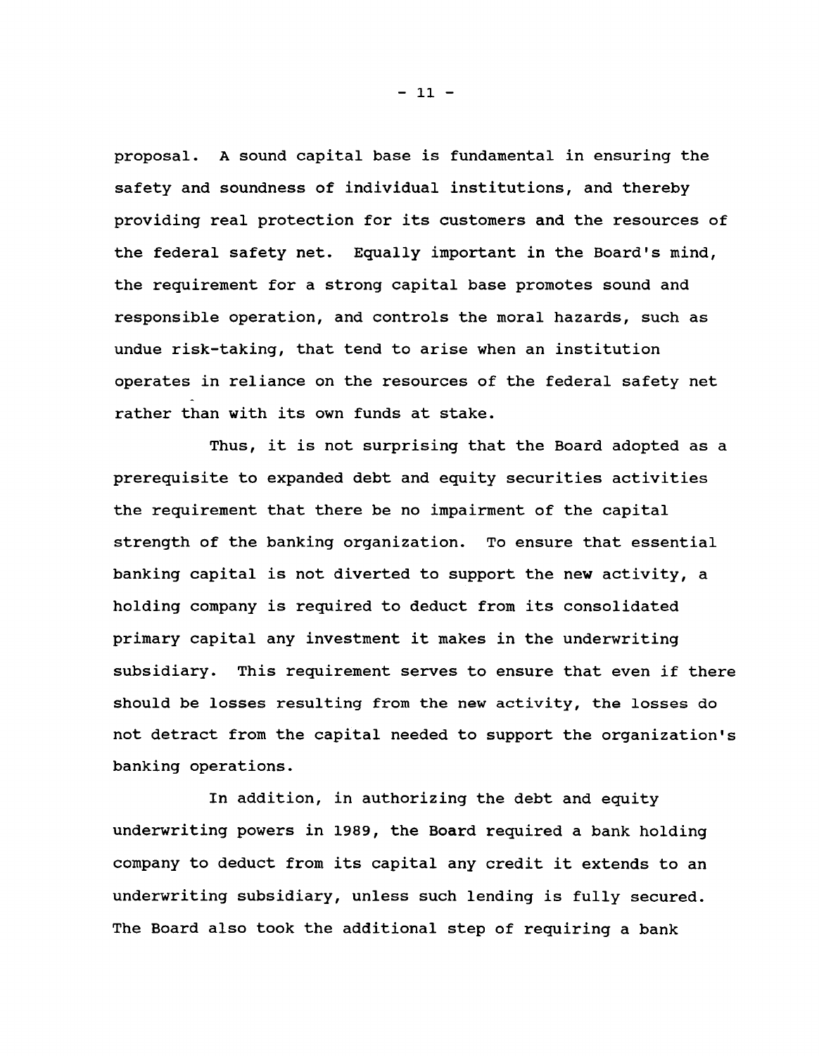proposal. A sound capital base is fundamental in ensuring the safety and soundness of individual institutions, and thereby providing real protection for its customers and the resources of the federal safety net. Equally important in the Board's mind, the requirement for a strong capital base promotes sound and responsible operation, and controls the moral hazards, such as undue risk-taking, that tend to arise when an institution operates in reliance on the resources of the federal safety net rather than with its own funds at stake.

Thus, it is not surprising that the Board adopted as a prerequisite to expanded debt and equity securities activities the requirement that there be no impairment of the capital strength of the banking organization. To ensure that essential banking capital is not diverted to support the new activity, a holding company is required to deduct from its consolidated primary capital any investment it makes in the underwriting subsidiary. This requirement serves to ensure that even if there should be losses resulting from the new activity, the losses do not detract from the capital needed to support the organization's banking operations.

In addition, in authorizing the debt and equity underwriting powers in 1989, the Board required a bank holding company to deduct from its capital any credit it extends to an underwriting subsidiary, unless such lending is fully secured. The Board also took the additional step of requiring a bank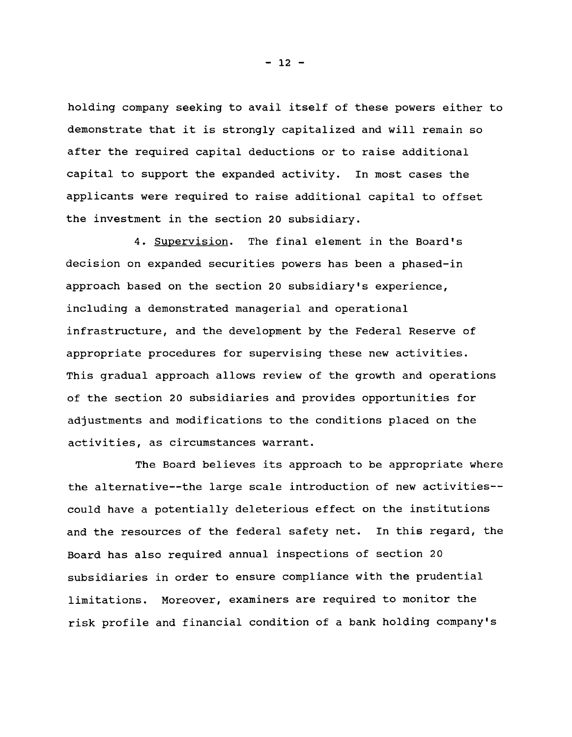holding company seeking to avail itself of these powers either to demonstrate that it is strongly capitalized and will remain so after the required capital deductions or to raise additional capital to support the expanded activity. In most cases the applicants were required to raise additional capital to offset the investment in the section 20 subsidiary.

4. Supervision. The final element in the Board's decision on expanded securities powers has been a phased-in approach based on the section 20 subsidiary's experience, including a demonstrated managerial and operational infrastructure, and the development by the Federal Reserve of appropriate procedures for supervising these new activities. This gradual approach allows review of the growth and operations of the section 20 subsidiaries and provides opportunities for adjustments and modifications to the conditions placed on the activities, as circumstances warrant.

The Board believes its approach to be appropriate where the alternative--the large scale introduction of new activities--could have a potentially deleterious effect on the institutions and the resources of the federal safety net. In this regard, the Board has also required annual inspections of section 20 subsidiaries in order to ensure compliance with the prudential limitations. Moreover, examiners are required to monitor the risk profile and financial condition of a bank holding company's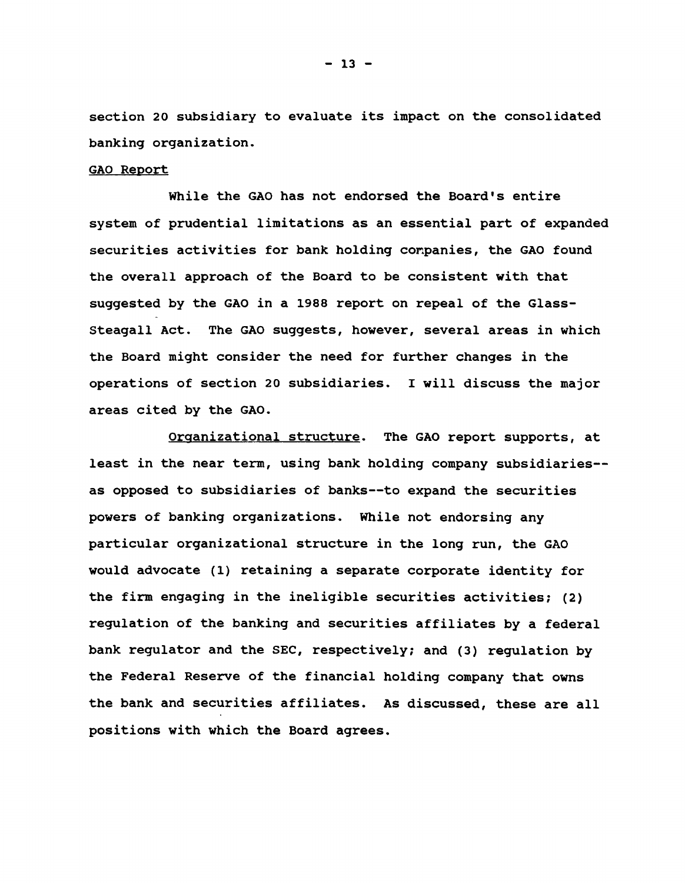section 20 subsidiary to evaluate its impact on the consolidated banking organization.

GAO Report

While the GAO has not endorsed the Board's entire system of prudential limitations as an essential part of expanded securities activities for bank holding companies, the GAO found the overall approach of the Board to be consistent with that suggested by the GAO in a 1988 report on repeal of the Glass-Steagall Act. The GAO suggests, however, several areas in which the Board might consider the need for further changes in the operations of section 20 subsidiaries. I will discuss the major areas cited by the GAO.

Organizational structure. The GAO report supports, at least in the near term, using bank holding company subsidiaries--as opposed to subsidiaries of banks--to expand the securities powers of banking organizations. While not endorsing any particular organizational structure in the long run, the GAO would advocate (1) retaining a separate corporate identity for the firm engaging in the ineligible securities activities; (2) regulation of the banking and securities affiliates by a federal bank regulator and the SEC, respectively; and (3) regulation by the Federal Reserve of the financial holding company that owns the bank and securities affiliates. As discussed, these are all positions with which the Board agrees.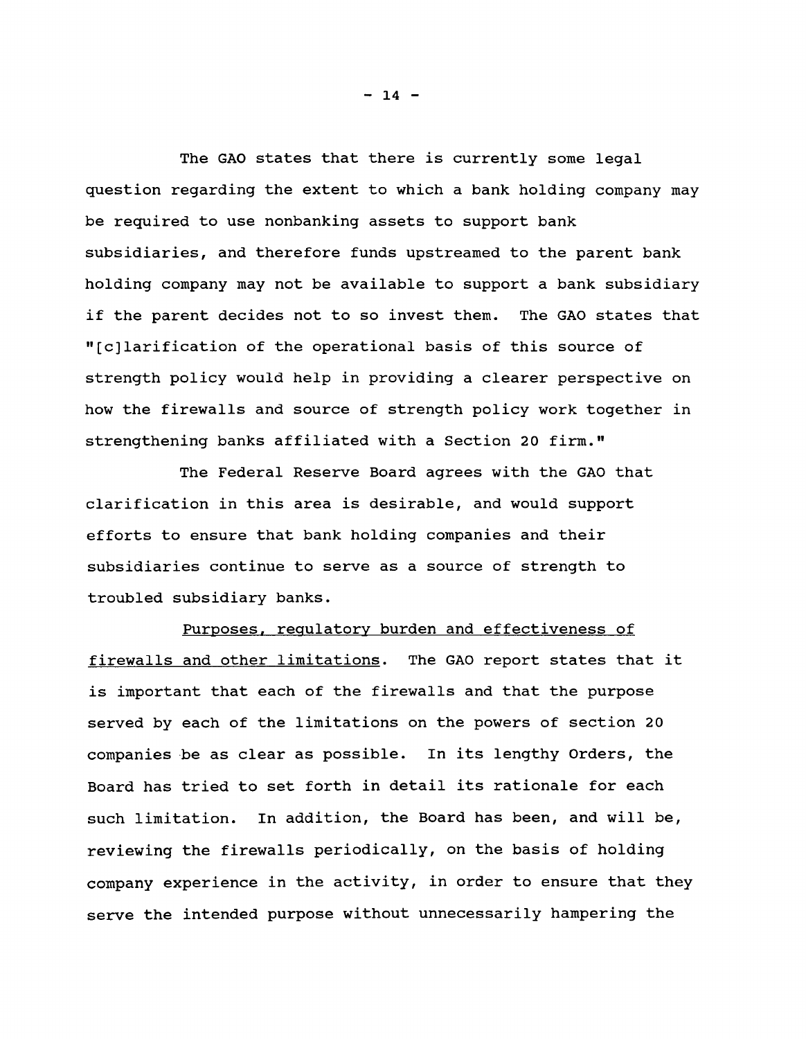The GAO states that there is currently some legal question regarding the extent to which a bank holding company may be required to use nonbanking assets to support bank subsidiaries, and therefore funds upstreamed to the parent bank holding company may not be available to support a bank subsidiary if the parent decides not to so invest them. The GAO states that "[c]larification of the operational basis of this source of strength policy would help in providing a clearer perspective on how the firewalls and source of strength policy work together in strengthening banks affiliated with a Section 20 firm."

The Federal Reserve Board agrees with the GAO that clarification in this area is desirable, and would support efforts to ensure that bank holding companies and their subsidiaries continue to serve as a source of strength to troubled subsidiary banks.

Purposes, regulatory burden and effectiveness of firewalls and other limitations. The GAO report states that it is important that each of the firewalls and that the purpose served by each of the limitations on the powers of section 20 companies be as clear as possible. In its lengthy Orders, the Board has tried to set forth in detail its rationale for each such limitation. In addition, the Board has been, and will be, reviewing the firewalls periodically, on the basis of holding company experience in the activity, in order to ensure that they serve the intended purpose without unnecessarily hampering the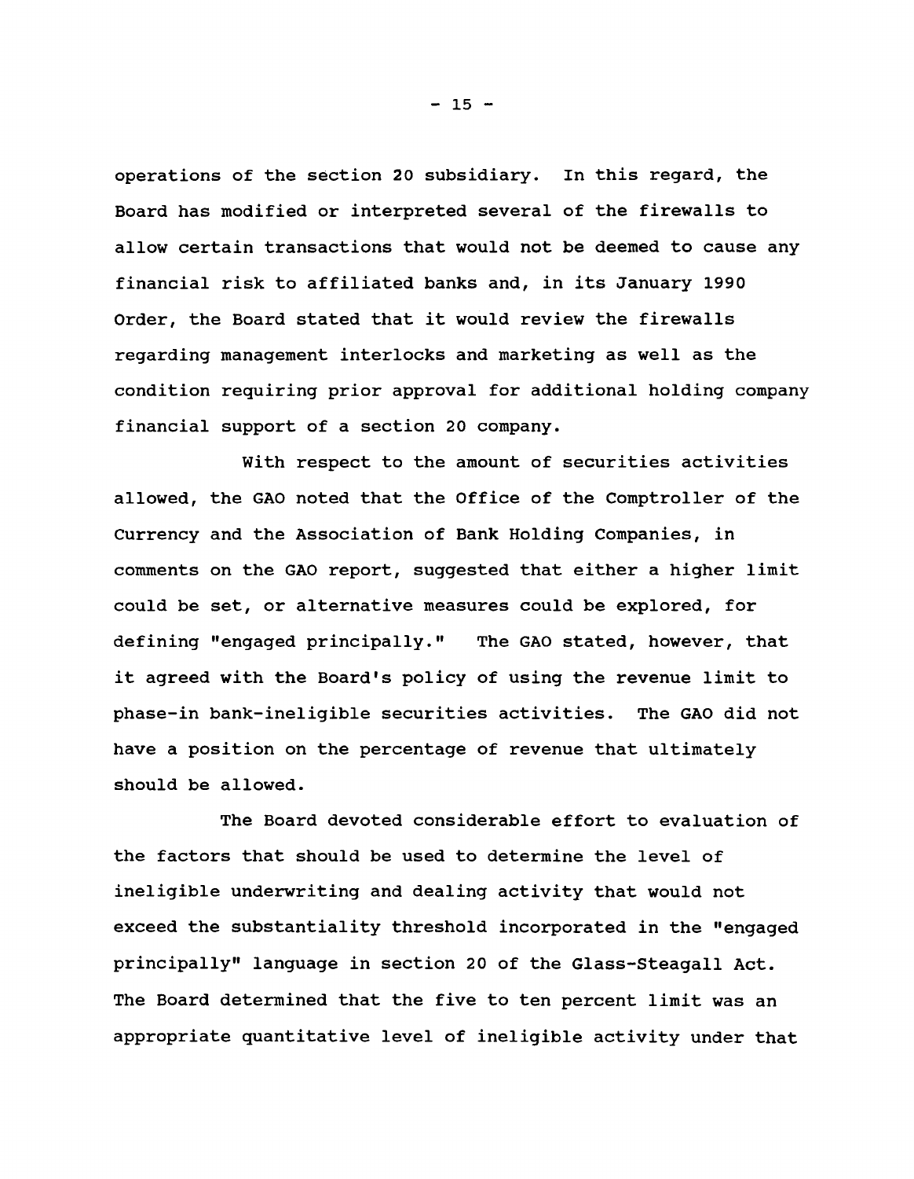operations of the section 20 subsidiary. In this regard, the Board has modified or interpreted several of the firewalls to allow certain transactions that would not be deemed to cause any financial risk to affiliated banks and, in its January 1990 Order, the Board stated that it would review the firewalls regarding management interlocks and marketing as well as the condition requiring prior approval for additional holding company financial support of a section 20 company.

With respect to the amount of securities activities allowed, the GAO noted that the Office of the Comptroller of the Currency and the Association of Bank Holding Companies, in comments on the GAO report, suggested that either a higher limit could be set, or alternative measures could be explored, for defining "engaged principally." The GAO stated, however, that it agreed with the Board's policy of using the revenue limit to phase-in bank-ineligible securities activities. The GAO did not have a position on the percentage of revenue that ultimately should be allowed.

The Board devoted considerable effort to evaluation of the factors that should be used to determine the level of ineligible underwriting and dealing activity that would not exceed the substantiality threshold incorporated in the "engaged principally" language in section 20 of the Glass-Steagall Act. The Board determined that the five to ten percent limit was an appropriate quantitative level of ineligible activity under that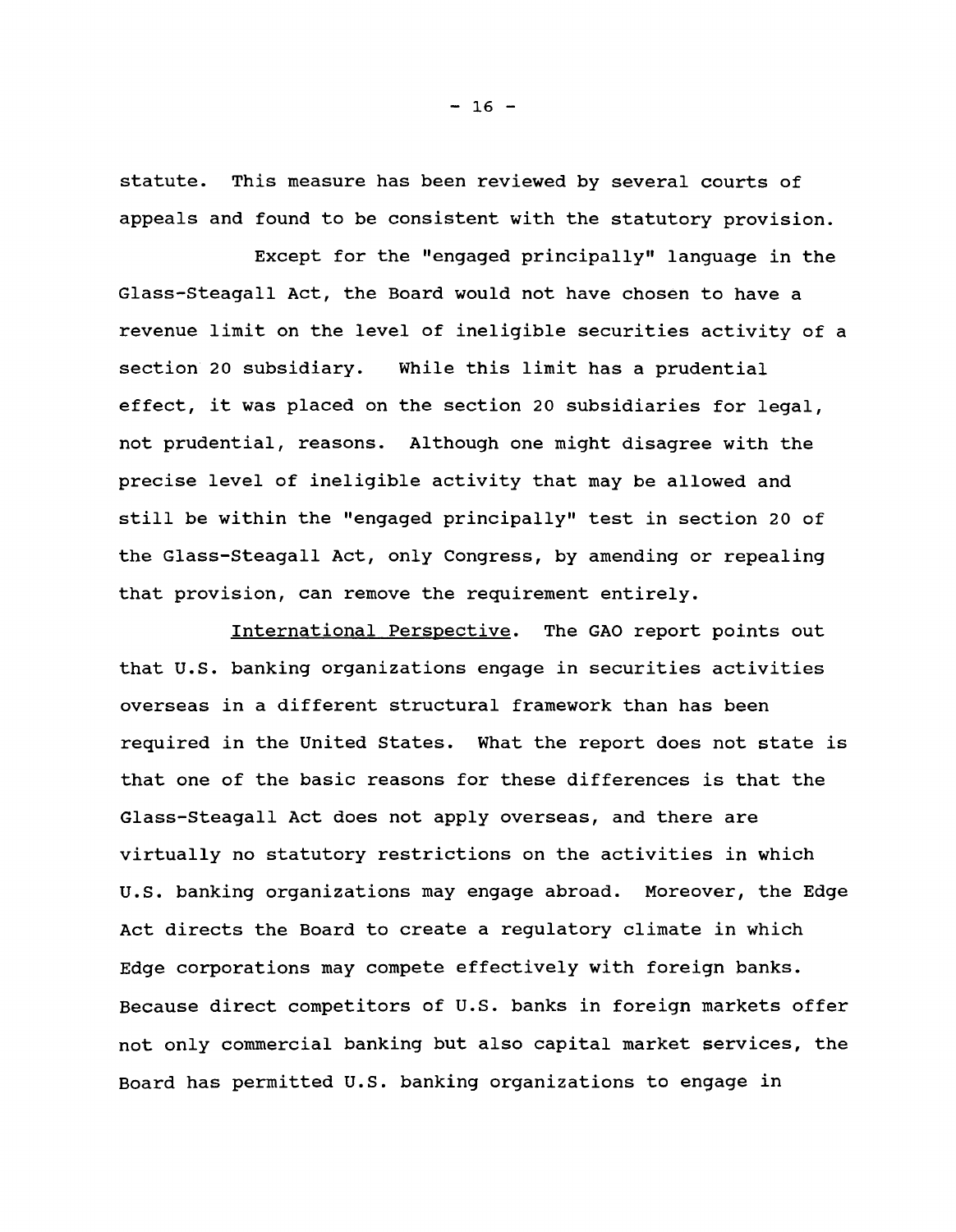statute. This measure has been reviewed by several courts of appeals and found to be consistent with the statutory provision.

Except for the "engaged principally" language in the Glass-Steagall Act, the Board would not have chosen to have a revenue limit on the level of ineligible securities activity of a section 20 subsidiary. While this limit has a prudential effect, it was placed on the section 20 subsidiaries for legal, not prudential, reasons. Although one might disagree with the precise level of ineligible activity that may be allowed and still be within the "engaged principally" test in section 20 of the Glass-Steagall Act, only Congress, by amending or repealing that provision, can remove the requirement entirely.

International Perspective. The GAO report points out that U.S. banking organizations engage in securities activities overseas in a different structural framework than has been required in the United States. What the report does not state is that one of the basic reasons for these differences is that the Glass-Steagall Act does not apply overseas, and there are virtually no statutory restrictions on the activities in which U.S. banking organizations may engage abroad. Moreover, the Edge Act directs the Board to create a regulatory climate in which Edge corporations may compete effectively with foreign banks. Because direct competitors of U.S. banks in foreign markets offer not only commercial banking but also capital market services, the Board has permitted U.S. banking organizations to engage in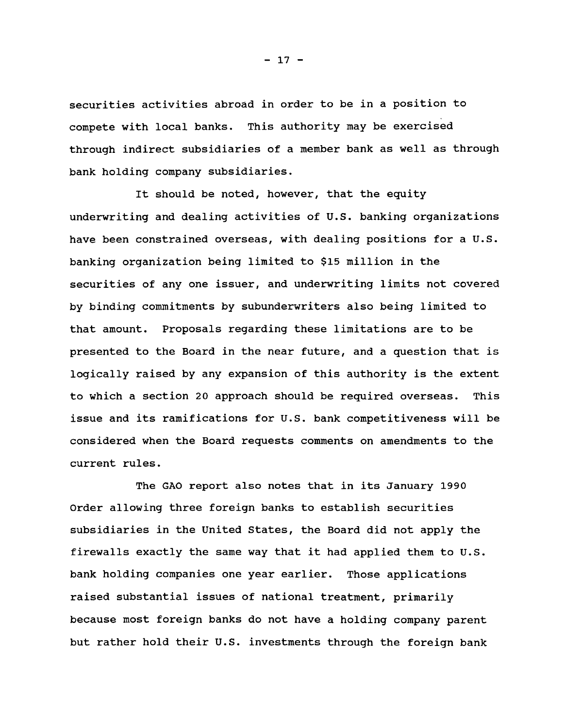securities activities abroad in order to be in a position to compete with local banks. This authority may be exercised through indirect subsidiaries of a member bank as well as through bank holding company subsidiaries.

It should be noted, however, that the equity underwriting and dealing activities of U.S. banking organizations have been constrained overseas, with dealing positions for a U.S. banking organization being limited to $15 million in the securities of any one issuer, and underwriting limits not covered by binding commitments by subunderwriters also being limited to that amount. Proposals regarding these limitations are to be presented to the Board in the near future, and a question that is logically raised by any expansion of this authority is the extent to which a section 20 approach should be required overseas. This issue and its ramifications for U.S. bank competitiveness will be considered when the Board requests comments on amendments to the current rules.

The GAO report also notes that in its January 1990 Order allowing three foreign banks to establish securities subsidiaries in the United States, the Board did not apply the firewalls exactly the same way that it had applied them to U.S. bank holding companies one year earlier. Those applications raised substantial issues of national treatment, primarily because most foreign banks do not have a holding company parent but rather hold their U.S. investments through the foreign bank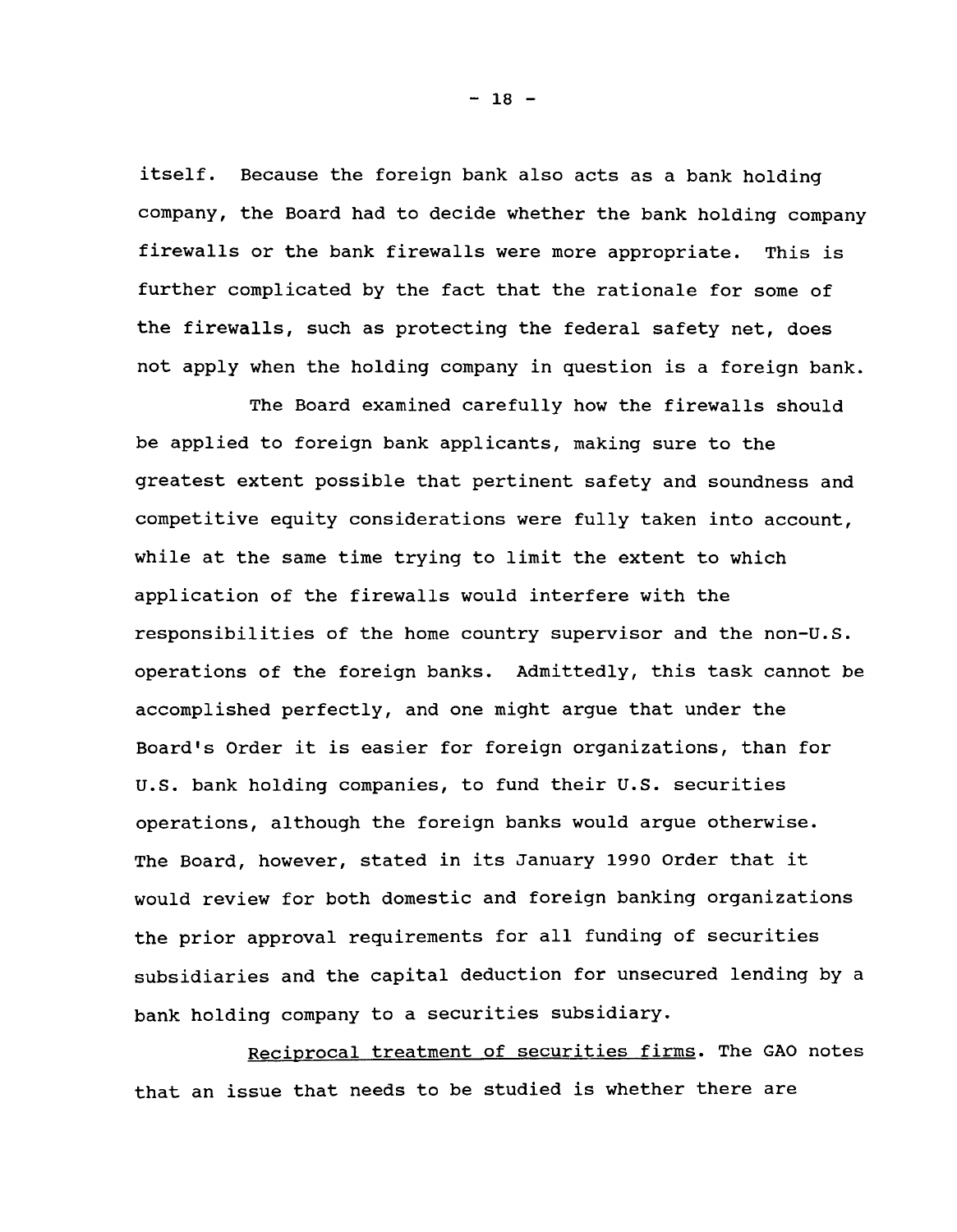itself. Because the foreign bank also acts as a bank holding company, the Board had to decide whether the bank holding company firewalls or the bank firewalls were more appropriate. This is further complicated by the fact that the rationale for some of the firewalls, such as protecting the federal safety net, does not apply when the holding company in question is a foreign bank.

The Board examined carefully how the firewalls should be applied to foreign bank applicants, making sure to the greatest extent possible that pertinent safety and soundness and competitive equity considerations were fully taken into account, while at the same time trying to limit the extent to which application of the firewalls would interfere with the responsibilities of the home country supervisor and the non-U.S. operations of the foreign banks. Admittedly, this task cannot be accomplished perfectly, and one might argue that under the Board's Order it is easier for foreign organizations, than for U.S. bank holding companies, to fund their U.S. securities operations, although the foreign banks would argue otherwise. The Board, however, stated in its January 1990 Order that it would review for both domestic and foreign banking organizations the prior approval requirements for all funding of securities subsidiaries and the capital deduction for unsecured lending by a bank holding company to a securities subsidiary.

Reciprocal treatment of securities firms. The GAO notes that an issue that needs to be studied is whether there are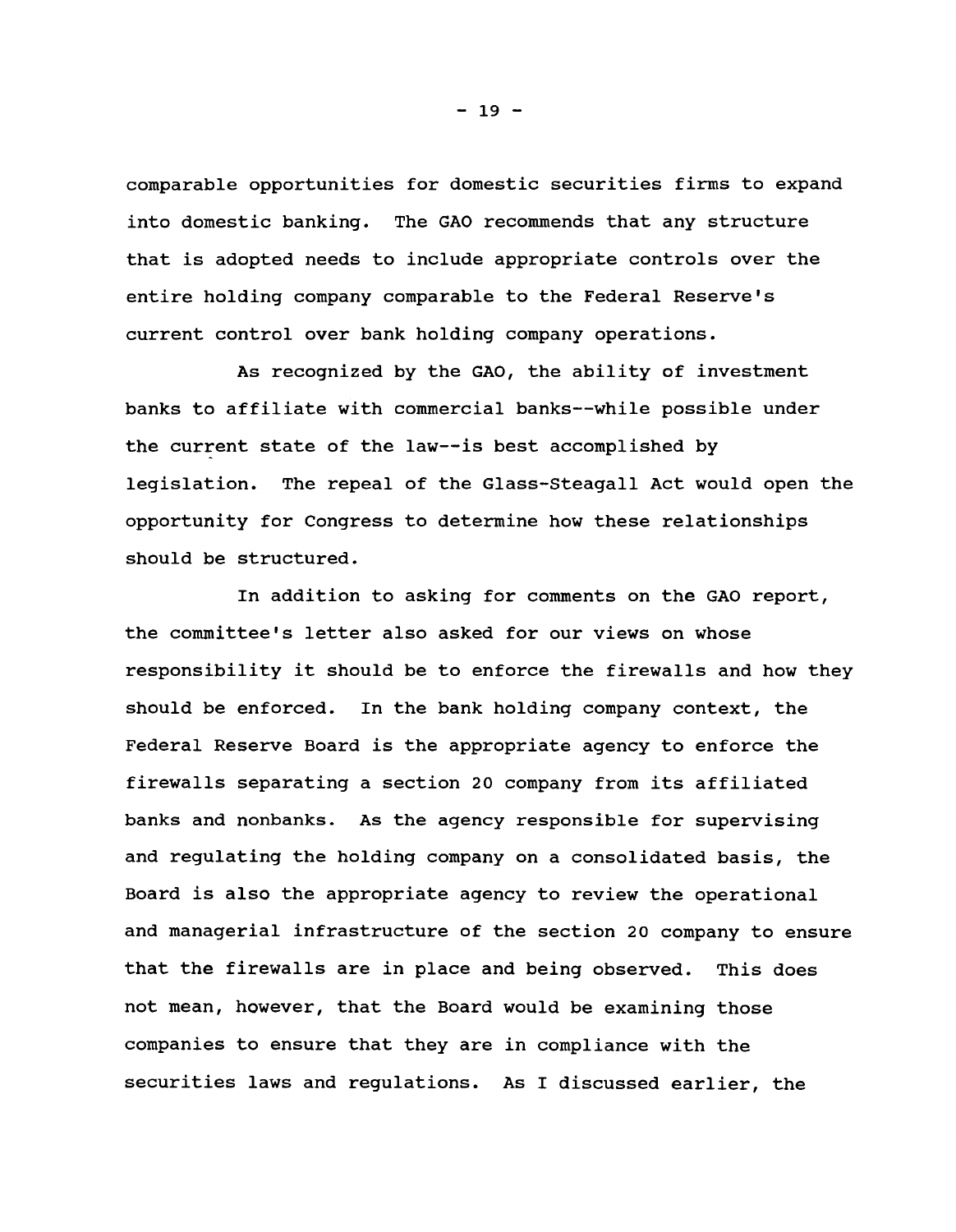comparable opportunities for domestic securities firms to expand into domestic banking. The GAO recommends that any structure that is adopted needs to include appropriate controls over the entire holding company comparable to the Federal Reserve's current control over bank holding company operations.

As recognized by the GAO, the ability of investment banks to affiliate with commercial banks--while possible under the current state of the law--is best accomplished by legislation. The repeal of the Glass-Steagall Act would open the opportunity for Congress to determine how these relationships should be structured.

In addition to asking for comments on the GAO report, the committee's letter also asked for our views on whose responsibility it should be to enforce the firewalls and how they should be enforced. In the bank holding company context, the Federal Reserve Board is the appropriate agency to enforce the firewalls separating a section 20 company from its affiliated banks and nonbanks. As the agency responsible for supervising and regulating the holding company on a consolidated basis, the Board is also the appropriate agency to review the operational and managerial infrastructure of the section 20 company to ensure that the firewalls are in place and being observed. This does not mean, however, that the Board would be examining those companies to ensure that they are in compliance with the securities laws and regulations. As I discussed earlier, the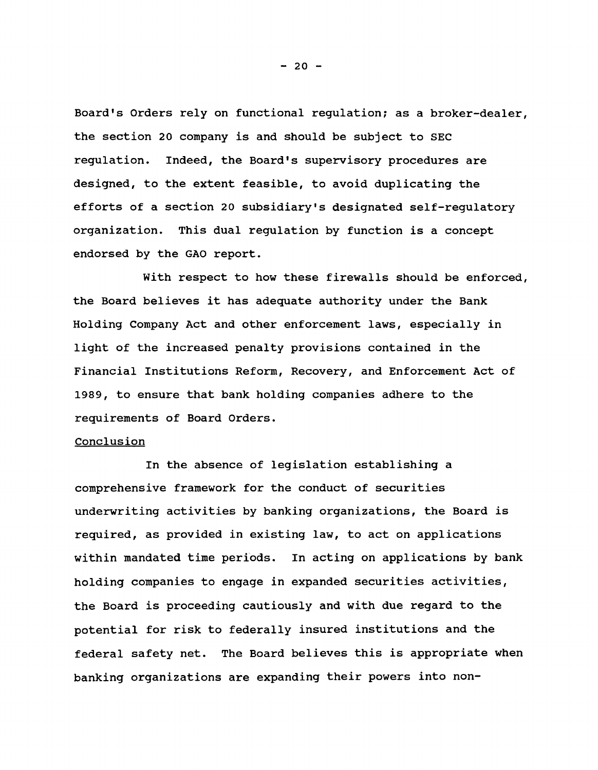Board's Orders rely on functional regulation; as a broker-dealer, the section 20 company is and should be subject to SEC regulation. Indeed, the Board's supervisory procedures are designed, to the extent feasible, to avoid duplicating the efforts of a section 20 subsidiary's designated self-regulatory organization. This dual regulation by function is a concept endorsed by the GAO report.

With respect to how these firewalls should be enforced, the Board believes it has adequate authority under the Bank Holding Company Act and other enforcement laws, especially in light of the increased penalty provisions contained in the Financial Institutions Reform, Recovery, and Enforcement Act of 1989, to ensure that bank holding companies adhere to the requirements of Board Orders.

## Conclusion

In the absence of legislation establishing a comprehensive framework for the conduct of securities underwriting activities by banking organizations, the Board is required, as provided in existing law, to act on applications within mandated time periods. In acting on applications by bank holding companies to engage in expanded securities activities, the Board is proceeding cautiously and with due regard to the potential for risk to federally insured institutions and the federal safety net. The Board believes this is appropriate when banking organizations are expanding their powers into non-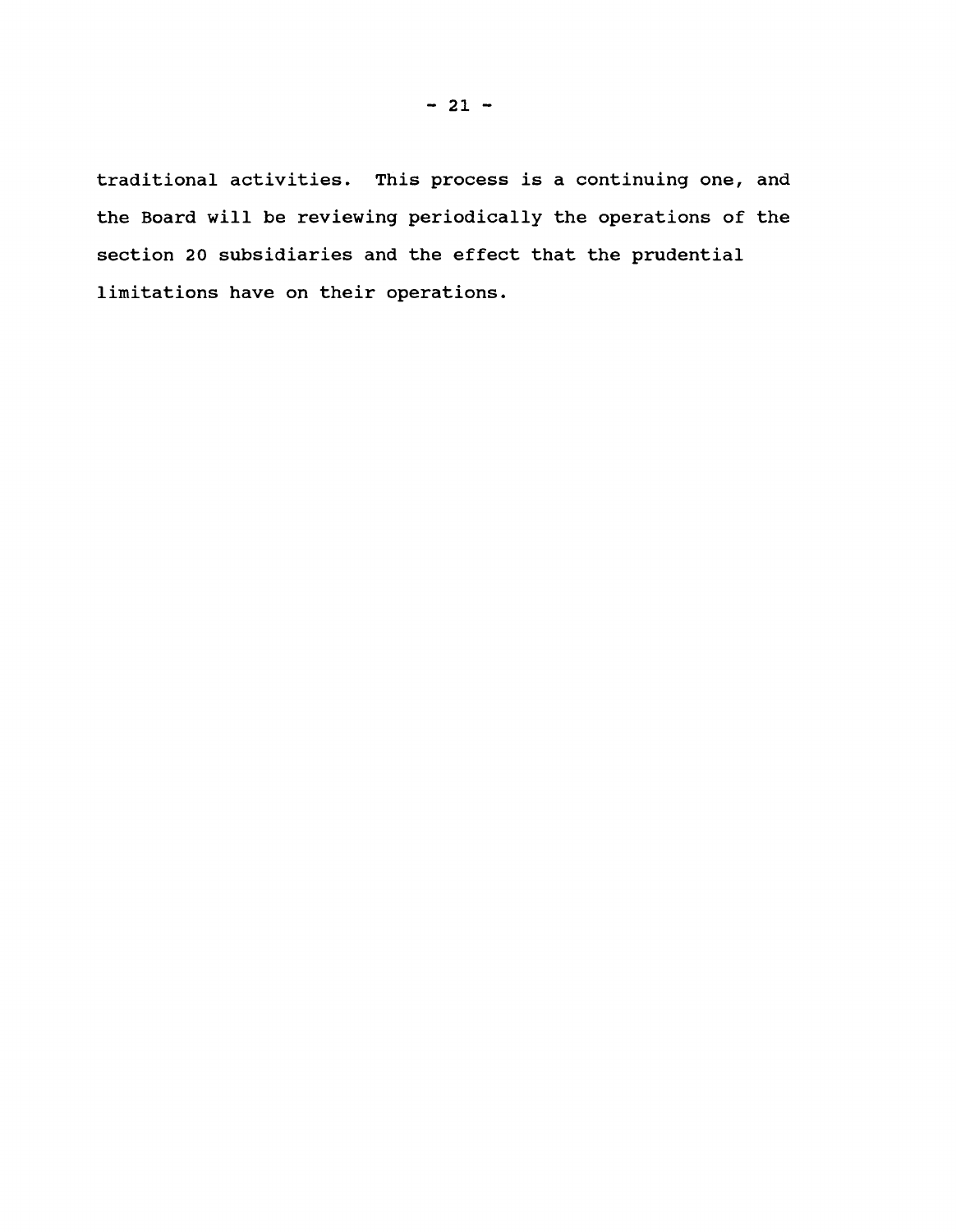traditional activities. This process is a continuing one, and the Board will be reviewing periodically the operations of the section 20 subsidiaries and the effect that the prudential limitations have on their operations.